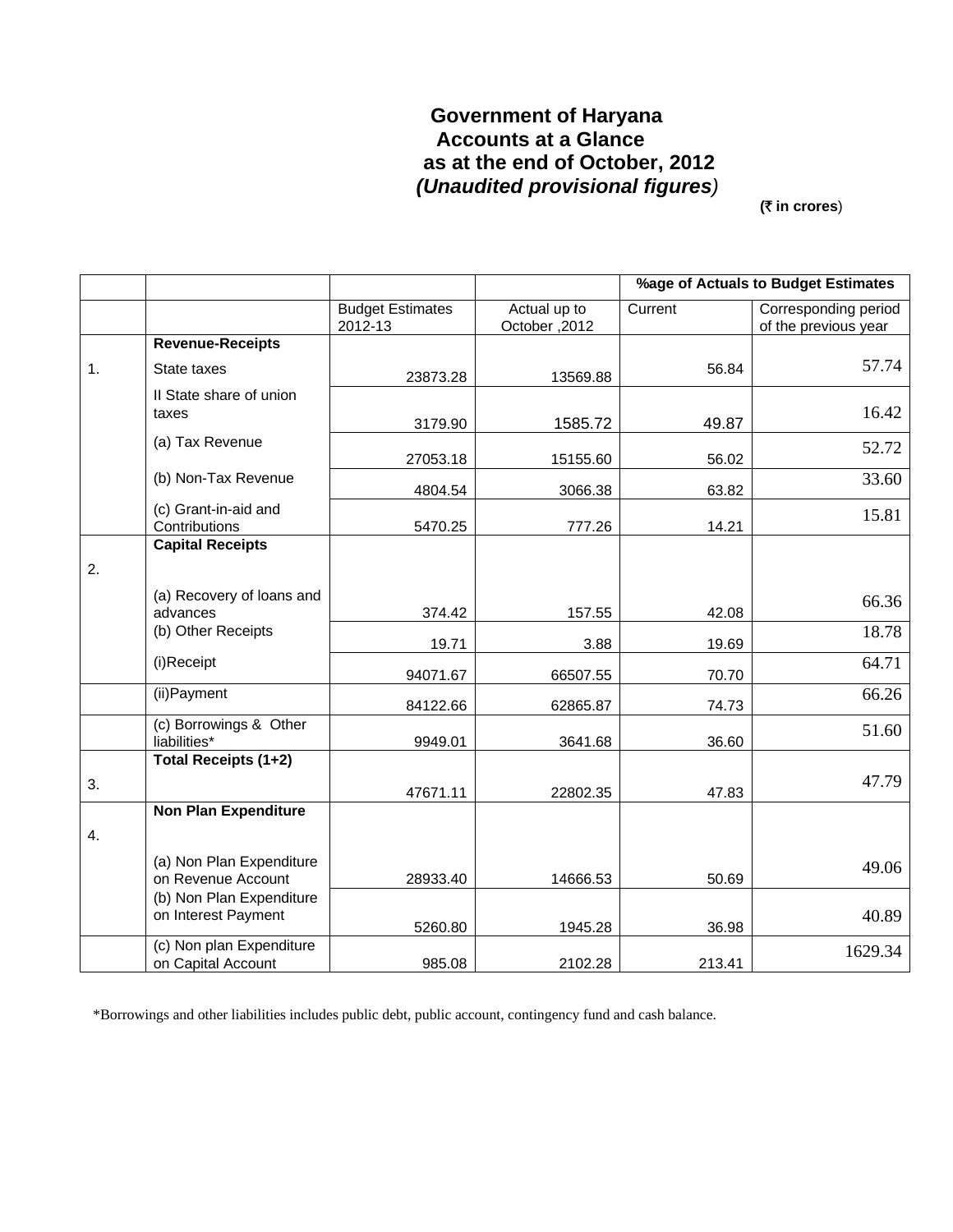# Government of Haryana
## Accounts at a Glance
## as at the end of October, 2012
### *(Unaudited provisional figures)*

**(₹ in crores)**

| | | | | **%age of Actuals to Budget Estimates** | |
|---|---|---|---|---|---|
| | | Budget Estimates 2012-13 | Actual up to October ,2012 | Current | Corresponding period of the previous year |
| 1. | **Revenue-Receipts** | | | | |
| | State taxes | 23873.28 | 13569.88 | 56.84 | 57.74 |
| | II State share of union taxes | 3179.90 | 1585.72 | 49.87 | 16.42 |
| | (a) Tax Revenue | 27053.18 | 15155.60 | 56.02 | 52.72 |
| | (b) Non-Tax Revenue | 4804.54 | 3066.38 | 63.82 | 33.60 |
| | (c) Grant-in-aid and Contributions | 5470.25 | 777.26 | 14.21 | 15.81 |
| 2. | **Capital Receipts** | | | | |
| | (a) Recovery of loans and advances | 374.42 | 157.55 | 42.08 | 66.36 |
| | (b) Other Receipts | 19.71 | 3.88 | 19.69 | 18.78 |
| | (i)Receipt | 94071.67 | 66507.55 | 70.70 | 64.71 |
| | (ii)Payment | 84122.66 | 62865.87 | 74.73 | 66.26 |
| | (c) Borrowings & Other liabilities* | 9949.01 | 3641.68 | 36.60 | 51.60 |
| 3. | **Total Receipts (1+2)** | 47671.11 | 22802.35 | 47.83 | 47.79 |
| 4. | **Non Plan Expenditure** | | | | |
| | (a) Non Plan Expenditure on Revenue Account | 28933.40 | 14666.53 | 50.69 | 49.06 |
| | (b) Non Plan Expenditure on Interest Payment | 5260.80 | 1945.28 | 36.98 | 40.89 |
| | (c) Non plan Expenditure on Capital Account | 985.08 | 2102.28 | 213.41 | 1629.34 |

*Borrowings and other liabilities includes public debt, public account, contingency fund and cash balance.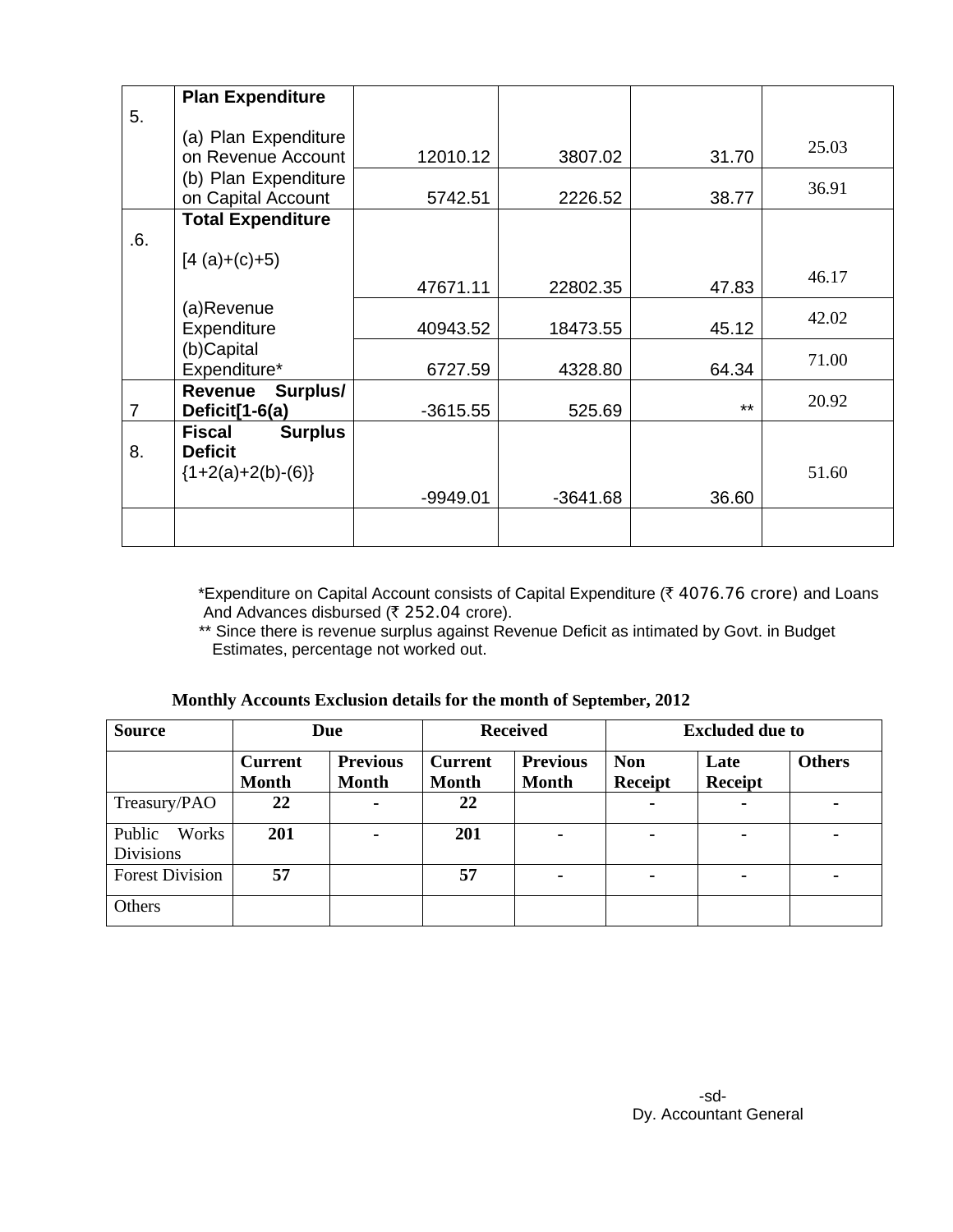| | | | | | |
|---|---|---|---|---|---|
| 5. | **Plan Expenditure** (a) Plan Expenditure on Revenue Account | 12010.12 | 3807.02 | 31.70 | 25.03 |
| | (b) Plan Expenditure on Capital Account | 5742.51 | 2226.52 | 38.77 | 36.91 |
| .6. | **Total Expenditure** [4 (a)+(c)+5) | 47671.11 | 22802.35 | 47.83 | 46.17 |
| | (a)Revenue Expenditure | 40943.52 | 18473.55 | 45.12 | 42.02 |
| | (b)Capital Expenditure* | 6727.59 | 4328.80 | 64.34 | 71.00 |
| 7 | **Revenue Surplus/ Deficit[1-6(a)** | -3615.55 | 525.69 | ** | 20.92 |
| 8. | **Fiscal Surplus Deficit** {1+2(a)+2(b)-(6)} | -9949.01 | -3641.68 | 36.60 | 51.60 |
| | | | | | |

*Expenditure on Capital Account consists of Capital Expenditure (₹ 4076.76 crore) and Loans And Advances disbursed (₹ 252.04 crore).

** Since there is revenue surplus against Revenue Deficit as intimated by Govt. in Budget Estimates, percentage not worked out.

**Monthly Accounts Exclusion details for the month of September, 2012**

| Source | Due | | Received | | Excluded due to | | |
|---|---|---|---|---|---|---|---|
| | **Current Month** | **Previous Month** | **Current Month** | **Previous Month** | **Non Receipt** | **Late Receipt** | **Others** |
| Treasury/PAO | **22** | - | **22** | | - | - | - |
| Public Works Divisions | **201** | - | **201** | - | - | - | - |
| Forest Division | **57** | | **57** | - | - | - | - |
| Others | | | | | | | |

-sd-
Dy. Accountant General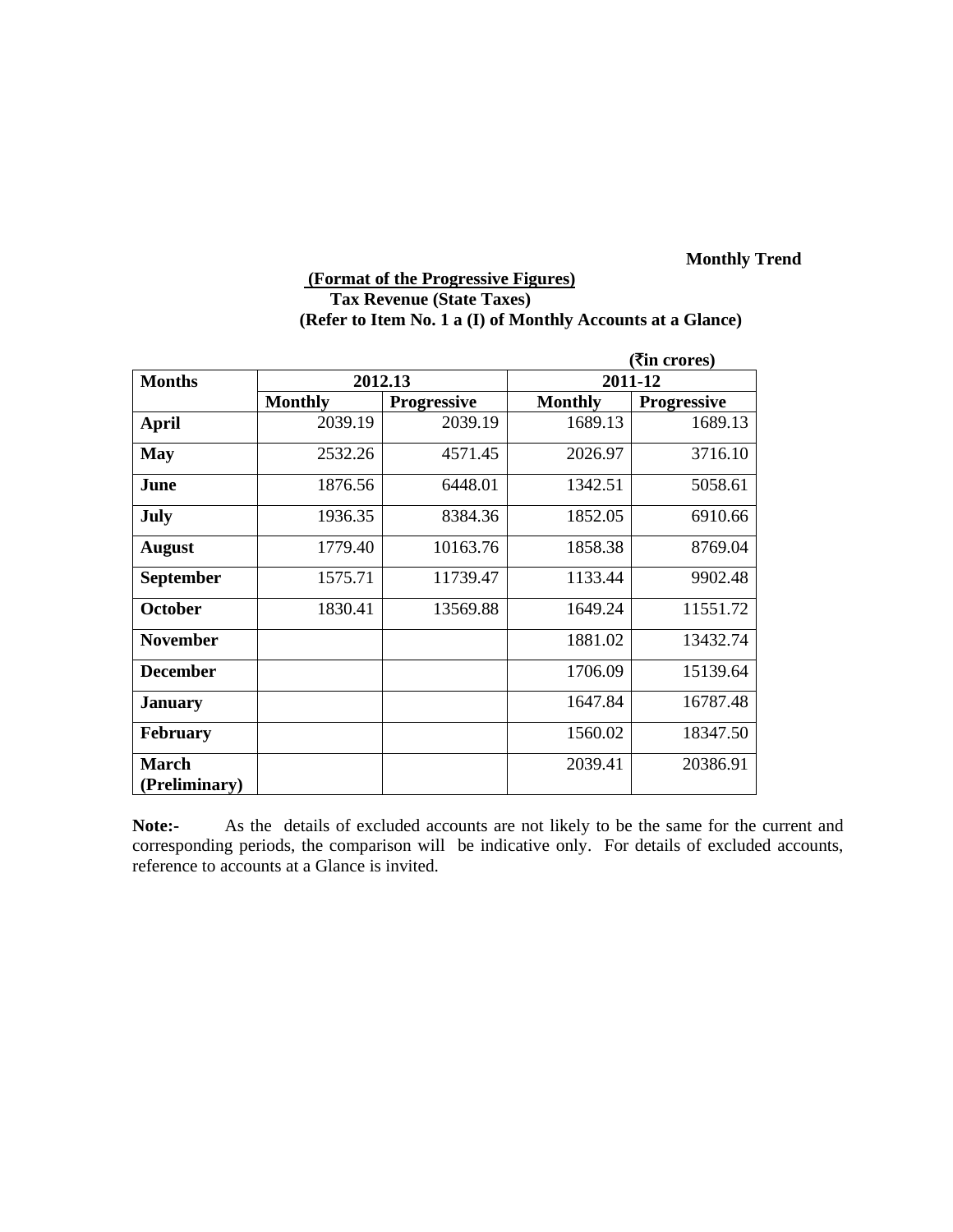**Monthly Trend**

**(Format of the Progressive Figures)**
**Tax Revenue (State Taxes)**
**(Refer to Item No. 1 a (I) of Monthly Accounts at a Glance)**

**(₹in crores)**

| Months | 2012.13 | | 2011-12 | |
|---|---|---|---|---|
| | Monthly | Progressive | Monthly | Progressive |
| April | 2039.19 | 2039.19 | 1689.13 | 1689.13 |
| May | 2532.26 | 4571.45 | 2026.97 | 3716.10 |
| June | 1876.56 | 6448.01 | 1342.51 | 5058.61 |
| July | 1936.35 | 8384.36 | 1852.05 | 6910.66 |
| August | 1779.40 | 10163.76 | 1858.38 | 8769.04 |
| September | 1575.71 | 11739.47 | 1133.44 | 9902.48 |
| October | 1830.41 | 13569.88 | 1649.24 | 11551.72 |
| November | | | 1881.02 | 13432.74 |
| December | | | 1706.09 | 15139.64 |
| January | | | 1647.84 | 16787.48 |
| February | | | 1560.02 | 18347.50 |
| March (Preliminary) | | | 2039.41 | 20386.91 |

**Note:-** As the details of excluded accounts are not likely to be the same for the current and corresponding periods, the comparison will be indicative only. For details of excluded accounts, reference to accounts at a Glance is invited.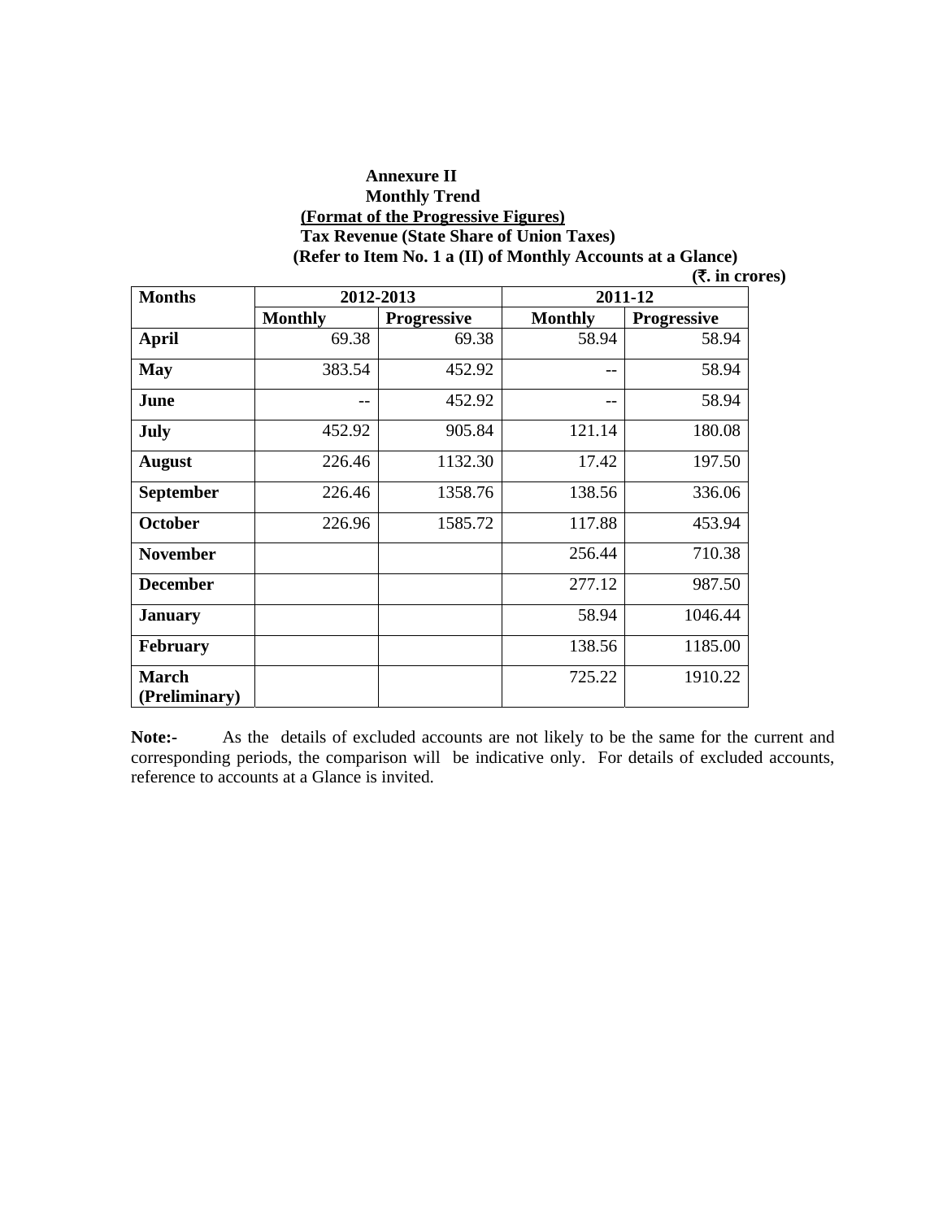**Annexure II**

**Monthly Trend**

**(Format of the Progressive Figures)**

**Tax Revenue (State Share of Union Taxes)**

**(Refer to Item No. 1 a (II) of Monthly Accounts at a Glance)**

**(₹. in crores)**

| Months | 2012-2013 | | 2011-12 | |
|---|---|---|---|---|
| | Monthly | Progressive | Monthly | Progressive |
| **April** | 69.38 | 69.38 | 58.94 | 58.94 |
| **May** | 383.54 | 452.92 | -- | 58.94 |
| **June** | -- | 452.92 | -- | 58.94 |
| **July** | 452.92 | 905.84 | 121.14 | 180.08 |
| **August** | 226.46 | 1132.30 | 17.42 | 197.50 |
| **September** | 226.46 | 1358.76 | 138.56 | 336.06 |
| **October** | 226.96 | 1585.72 | 117.88 | 453.94 |
| **November** | | | 256.44 | 710.38 |
| **December** | | | 277.12 | 987.50 |
| **January** | | | 58.94 | 1046.44 |
| **February** | | | 138.56 | 1185.00 |
| **March (Preliminary)** | | | 725.22 | 1910.22 |

**Note:-** As the details of excluded accounts are not likely to be the same for the current and corresponding periods, the comparison will be indicative only. For details of excluded accounts, reference to accounts at a Glance is invited.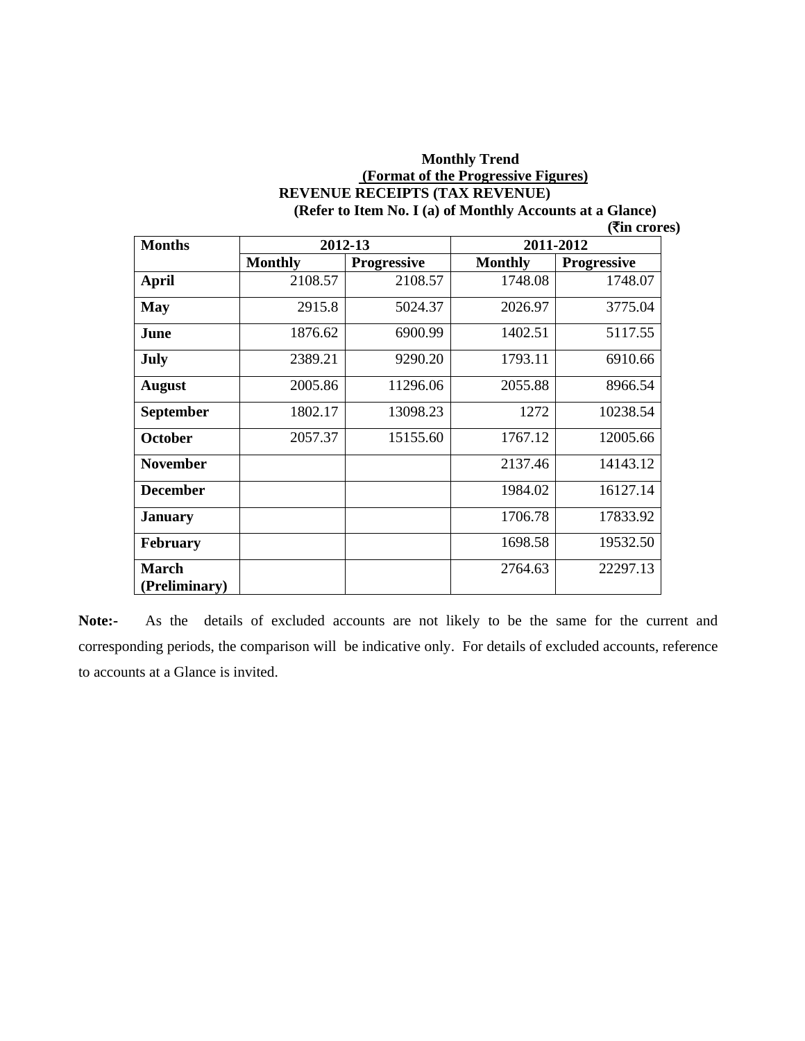**Monthly Trend**

**(Format of the Progressive Figures)**

**REVENUE RECEIPTS (TAX REVENUE)**

**(Refer to Item No. I (a) of Monthly Accounts at a Glance)**

**(₹in crores)**

| Months | 2012-13 | | 2011-2012 | |
|---|---|---|---|---|
| | Monthly | Progressive | Monthly | Progressive |
| **April** | 2108.57 | 2108.57 | 1748.08 | 1748.07 |
| **May** | 2915.8 | 5024.37 | 2026.97 | 3775.04 |
| **June** | 1876.62 | 6900.99 | 1402.51 | 5117.55 |
| **July** | 2389.21 | 9290.20 | 1793.11 | 6910.66 |
| **August** | 2005.86 | 11296.06 | 2055.88 | 8966.54 |
| **September** | 1802.17 | 13098.23 | 1272 | 10238.54 |
| **October** | 2057.37 | 15155.60 | 1767.12 | 12005.66 |
| **November** | | | 2137.46 | 14143.12 |
| **December** | | | 1984.02 | 16127.14 |
| **January** | | | 1706.78 | 17833.92 |
| **February** | | | 1698.58 | 19532.50 |
| **March (Preliminary)** | | | 2764.63 | 22297.13 |

**Note:-** As the details of excluded accounts are not likely to be the same for the current and corresponding periods, the comparison will be indicative only. For details of excluded accounts, reference to accounts at a Glance is invited.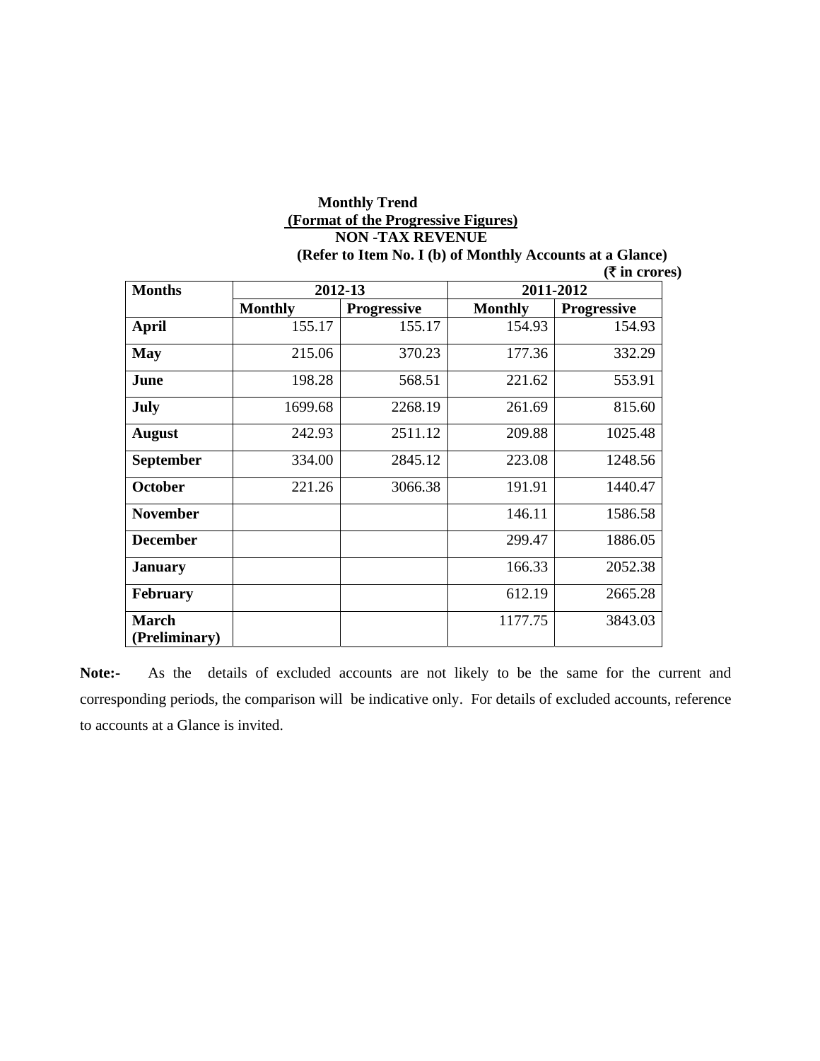**Monthly Trend**

**(Format of the Progressive Figures)**

**NON -TAX REVENUE**

**(Refer to Item No. I (b) of Monthly Accounts at a Glance)**

**(₹ in crores)**

| Months | 2012-13 | | 2011-2012 | |
|---|---|---|---|---|
| | Monthly | Progressive | Monthly | Progressive |
| **April** | 155.17 | 155.17 | 154.93 | 154.93 |
| **May** | 215.06 | 370.23 | 177.36 | 332.29 |
| **June** | 198.28 | 568.51 | 221.62 | 553.91 |
| **July** | 1699.68 | 2268.19 | 261.69 | 815.60 |
| **August** | 242.93 | 2511.12 | 209.88 | 1025.48 |
| **September** | 334.00 | 2845.12 | 223.08 | 1248.56 |
| **October** | 221.26 | 3066.38 | 191.91 | 1440.47 |
| **November** | | | 146.11 | 1586.58 |
| **December** | | | 299.47 | 1886.05 |
| **January** | | | 166.33 | 2052.38 |
| **February** | | | 612.19 | 2665.28 |
| **March (Preliminary)** | | | 1177.75 | 3843.03 |

**Note:-** As the details of excluded accounts are not likely to be the same for the current and corresponding periods, the comparison will be indicative only. For details of excluded accounts, reference to accounts at a Glance is invited.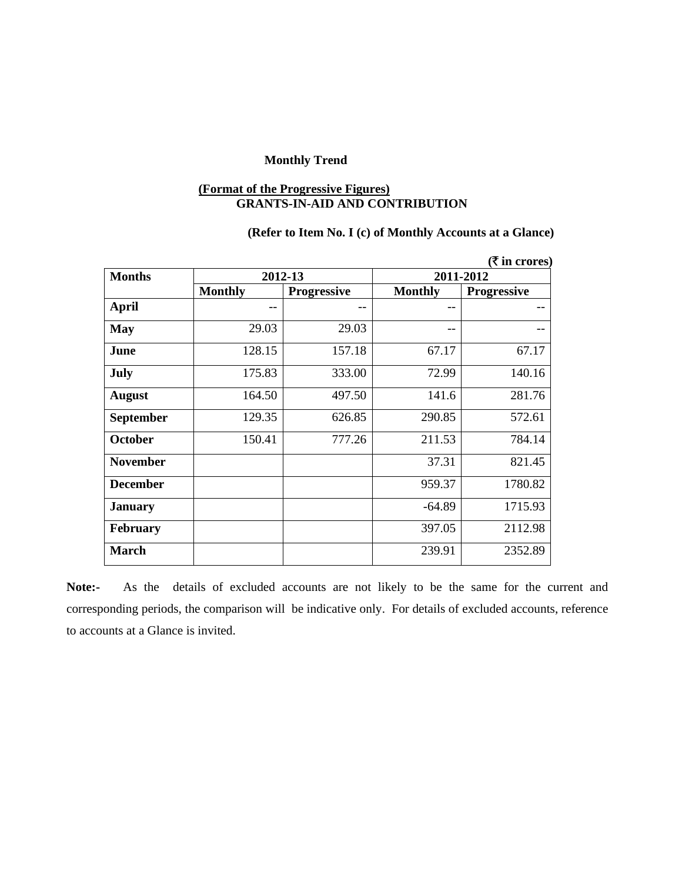**Monthly Trend**

**(Format of the Progressive Figures)**
**GRANTS-IN-AID AND CONTRIBUTION**

**(Refer to Item No. I (c) of Monthly Accounts at a Glance)**

**(₹ in crores)**

| Months | 2012-13 | | 2011-2012 | |
|---|---|---|---|---|
| | Monthly | Progressive | Monthly | Progressive |
| April | -- | -- | -- | -- |
| May | 29.03 | 29.03 | -- | -- |
| June | 128.15 | 157.18 | 67.17 | 67.17 |
| July | 175.83 | 333.00 | 72.99 | 140.16 |
| August | 164.50 | 497.50 | 141.6 | 281.76 |
| September | 129.35 | 626.85 | 290.85 | 572.61 |
| October | 150.41 | 777.26 | 211.53 | 784.14 |
| November | | | 37.31 | 821.45 |
| December | | | 959.37 | 1780.82 |
| January | | | -64.89 | 1715.93 |
| February | | | 397.05 | 2112.98 |
| March | | | 239.91 | 2352.89 |

**Note:-** As the details of excluded accounts are not likely to be the same for the current and corresponding periods, the comparison will be indicative only. For details of excluded accounts, reference to accounts at a Glance is invited.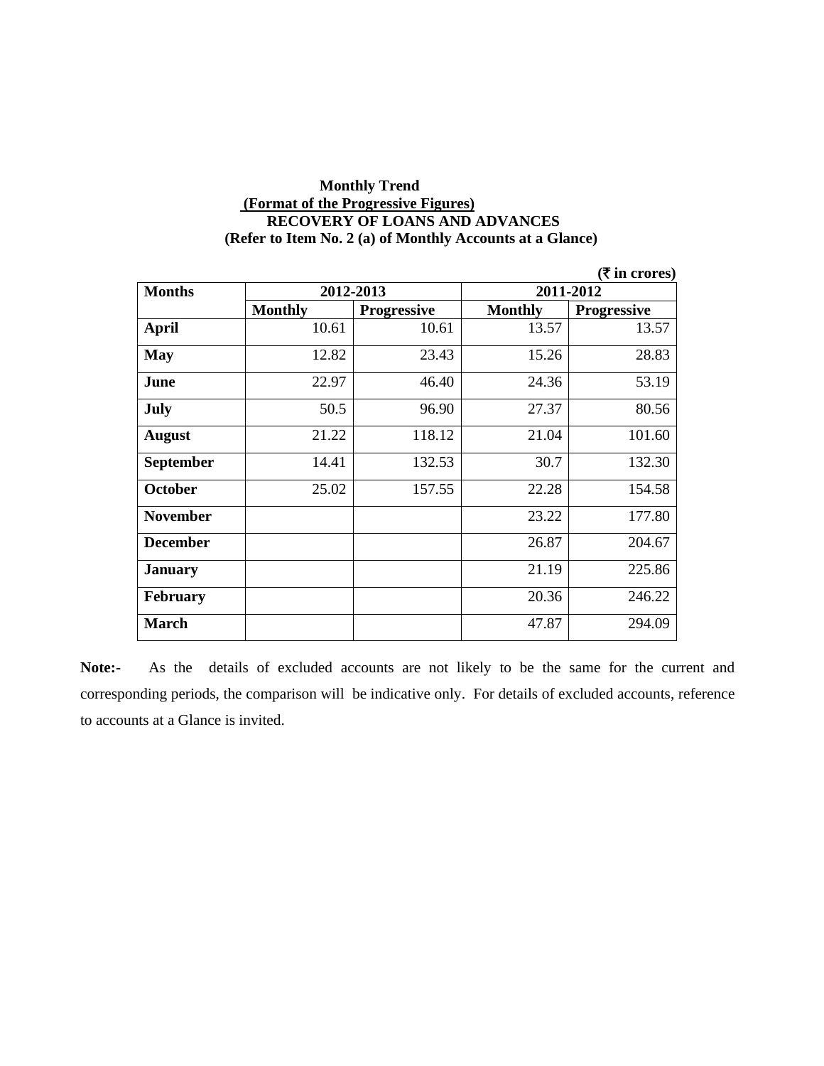**Monthly Trend**

**(Format of the Progressive Figures)**

**RECOVERY OF LOANS AND ADVANCES**

**(Refer to Item No. 2 (a) of Monthly Accounts at a Glance)**

**(₹ in crores)**

| Months | 2012-2013 | | 2011-2012 | |
|---|---|---|---|---|
| | Monthly | Progressive | Monthly | Progressive |
| April | 10.61 | 10.61 | 13.57 | 13.57 |
| May | 12.82 | 23.43 | 15.26 | 28.83 |
| June | 22.97 | 46.40 | 24.36 | 53.19 |
| July | 50.5 | 96.90 | 27.37 | 80.56 |
| August | 21.22 | 118.12 | 21.04 | 101.60 |
| September | 14.41 | 132.53 | 30.7 | 132.30 |
| October | 25.02 | 157.55 | 22.28 | 154.58 |
| November | | | 23.22 | 177.80 |
| December | | | 26.87 | 204.67 |
| January | | | 21.19 | 225.86 |
| February | | | 20.36 | 246.22 |
| March | | | 47.87 | 294.09 |

**Note:-** As the details of excluded accounts are not likely to be the same for the current and corresponding periods, the comparison will be indicative only. For details of excluded accounts, reference to accounts at a Glance is invited.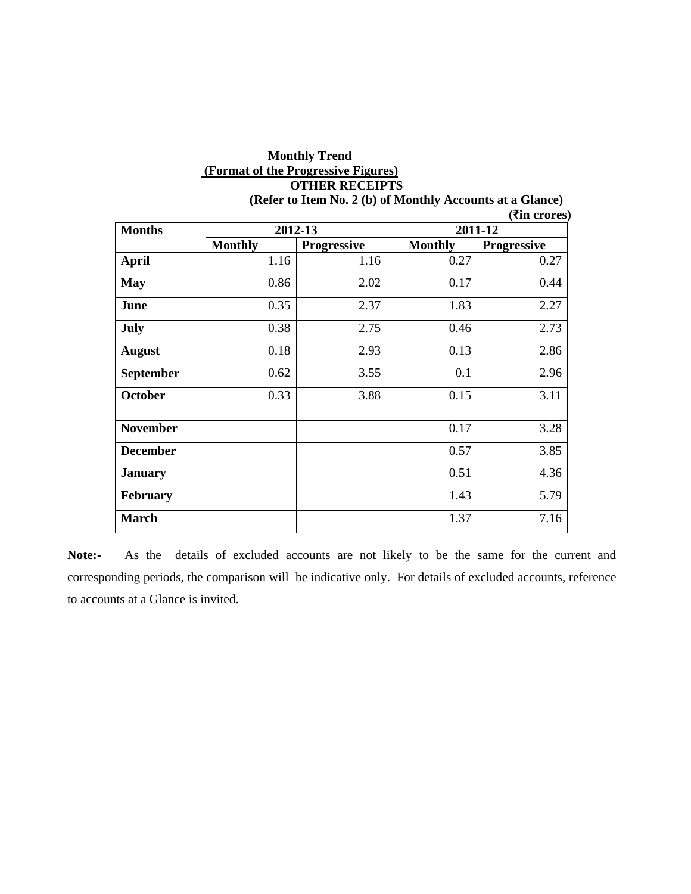**Monthly Trend**

**(Format of the Progressive Figures)**

**OTHER RECEIPTS**

**(Refer to Item No. 2 (b) of Monthly Accounts at a Glance)**

**(₹in crores)**

| Months | 2012-13 | | 2011-12 | |
|---|---|---|---|---|
| | Monthly | Progressive | Monthly | Progressive |
| **April** | 1.16 | 1.16 | 0.27 | 0.27 |
| **May** | 0.86 | 2.02 | 0.17 | 0.44 |
| **June** | 0.35 | 2.37 | 1.83 | 2.27 |
| **July** | 0.38 | 2.75 | 0.46 | 2.73 |
| **August** | 0.18 | 2.93 | 0.13 | 2.86 |
| **September** | 0.62 | 3.55 | 0.1 | 2.96 |
| **October** | 0.33 | 3.88 | 0.15 | 3.11 |
| **November** | | | 0.17 | 3.28 |
| **December** | | | 0.57 | 3.85 |
| **January** | | | 0.51 | 4.36 |
| **February** | | | 1.43 | 5.79 |
| **March** | | | 1.37 | 7.16 |

**Note:-** As the details of excluded accounts are not likely to be the same for the current and corresponding periods, the comparison will be indicative only. For details of excluded accounts, reference to accounts at a Glance is invited.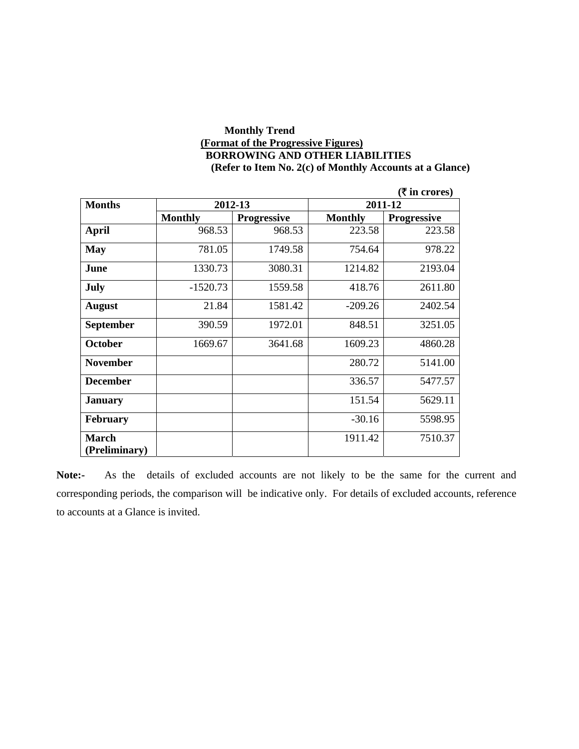**Monthly Trend**

**(Format of the Progressive Figures)**

**BORROWING AND OTHER LIABILITIES**

**(Refer to Item No. 2(c) of Monthly Accounts at a Glance)**

**(₹ in crores)**

| **Months** | **2012-13** | | **2011-12** | |
|---|---|---|---|---|
| | **Monthly** | **Progressive** | **Monthly** | **Progressive** |
| **April** | 968.53 | 968.53 | 223.58 | 223.58 |
| **May** | 781.05 | 1749.58 | 754.64 | 978.22 |
| **June** | 1330.73 | 3080.31 | 1214.82 | 2193.04 |
| **July** | -1520.73 | 1559.58 | 418.76 | 2611.80 |
| **August** | 21.84 | 1581.42 | -209.26 | 2402.54 |
| **September** | 390.59 | 1972.01 | 848.51 | 3251.05 |
| **October** | 1669.67 | 3641.68 | 1609.23 | 4860.28 |
| **November** | | | 280.72 | 5141.00 |
| **December** | | | 336.57 | 5477.57 |
| **January** | | | 151.54 | 5629.11 |
| **February** | | | -30.16 | 5598.95 |
| **March (Preliminary)** | | | 1911.42 | 7510.37 |

**Note:-** As the details of excluded accounts are not likely to be the same for the current and corresponding periods, the comparison will be indicative only. For details of excluded accounts, reference to accounts at a Glance is invited.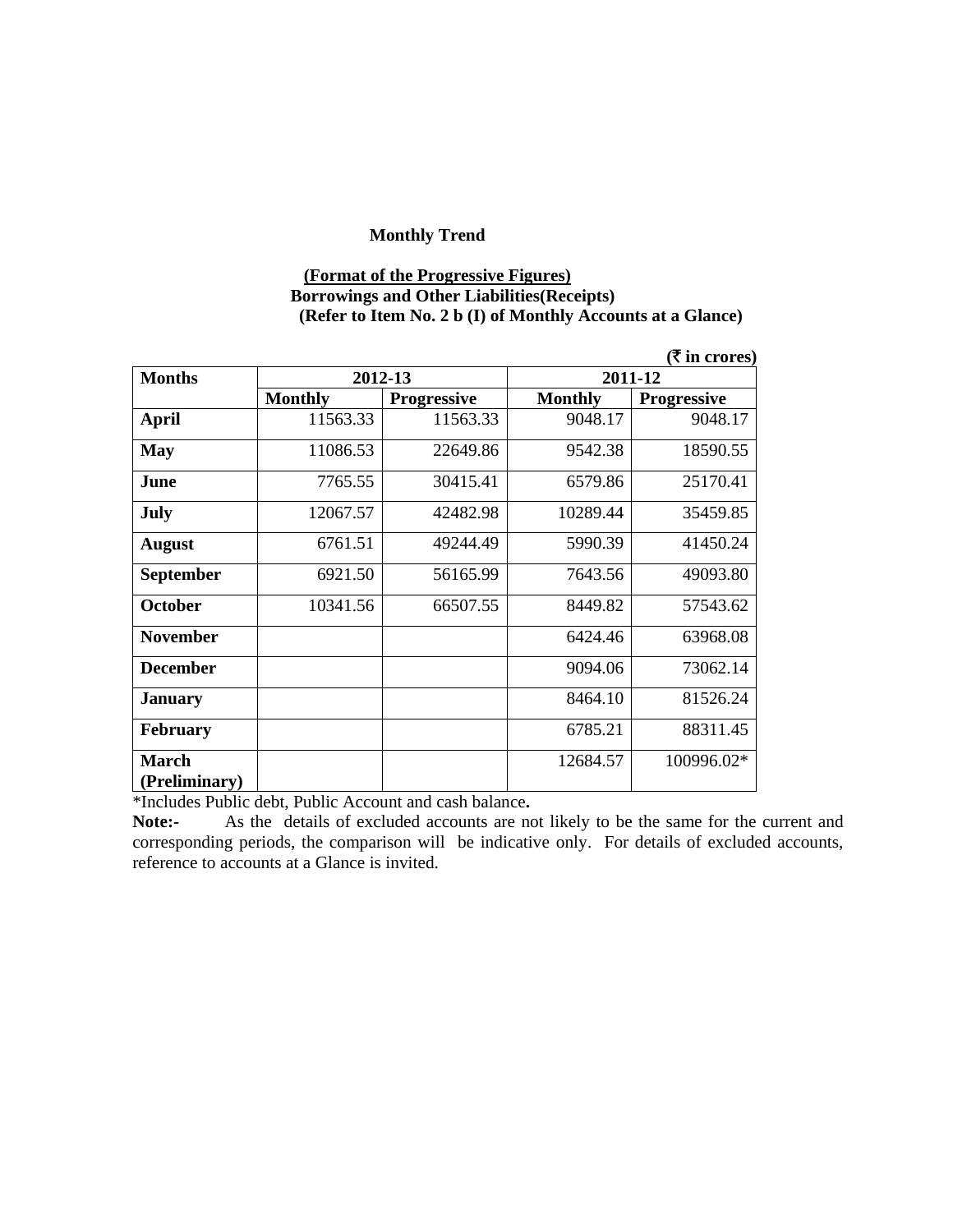**Monthly Trend**

**(Format of the Progressive Figures)**
**Borrowings and Other Liabilities(Receipts)**
**(Refer to Item No. 2 b (I) of Monthly Accounts at a Glance)**

**(₹ in crores)**

| Months | 2012-13 | | 2011-12 | |
|---|---|---|---|---|
| | Monthly | Progressive | Monthly | Progressive |
| **April** | 11563.33 | 11563.33 | 9048.17 | 9048.17 |
| **May** | 11086.53 | 22649.86 | 9542.38 | 18590.55 |
| **June** | 7765.55 | 30415.41 | 6579.86 | 25170.41 |
| **July** | 12067.57 | 42482.98 | 10289.44 | 35459.85 |
| **August** | 6761.51 | 49244.49 | 5990.39 | 41450.24 |
| **September** | 6921.50 | 56165.99 | 7643.56 | 49093.80 |
| **October** | 10341.56 | 66507.55 | 8449.82 | 57543.62 |
| **November** | | | 6424.46 | 63968.08 |
| **December** | | | 9094.06 | 73062.14 |
| **January** | | | 8464.10 | 81526.24 |
| **February** | | | 6785.21 | 88311.45 |
| **March (Preliminary)** | | | 12684.57 | 100996.02* |

*Includes Public debt, Public Account and cash balance.

**Note:-** As the details of excluded accounts are not likely to be the same for the current and corresponding periods, the comparison will be indicative only. For details of excluded accounts, reference to accounts at a Glance is invited.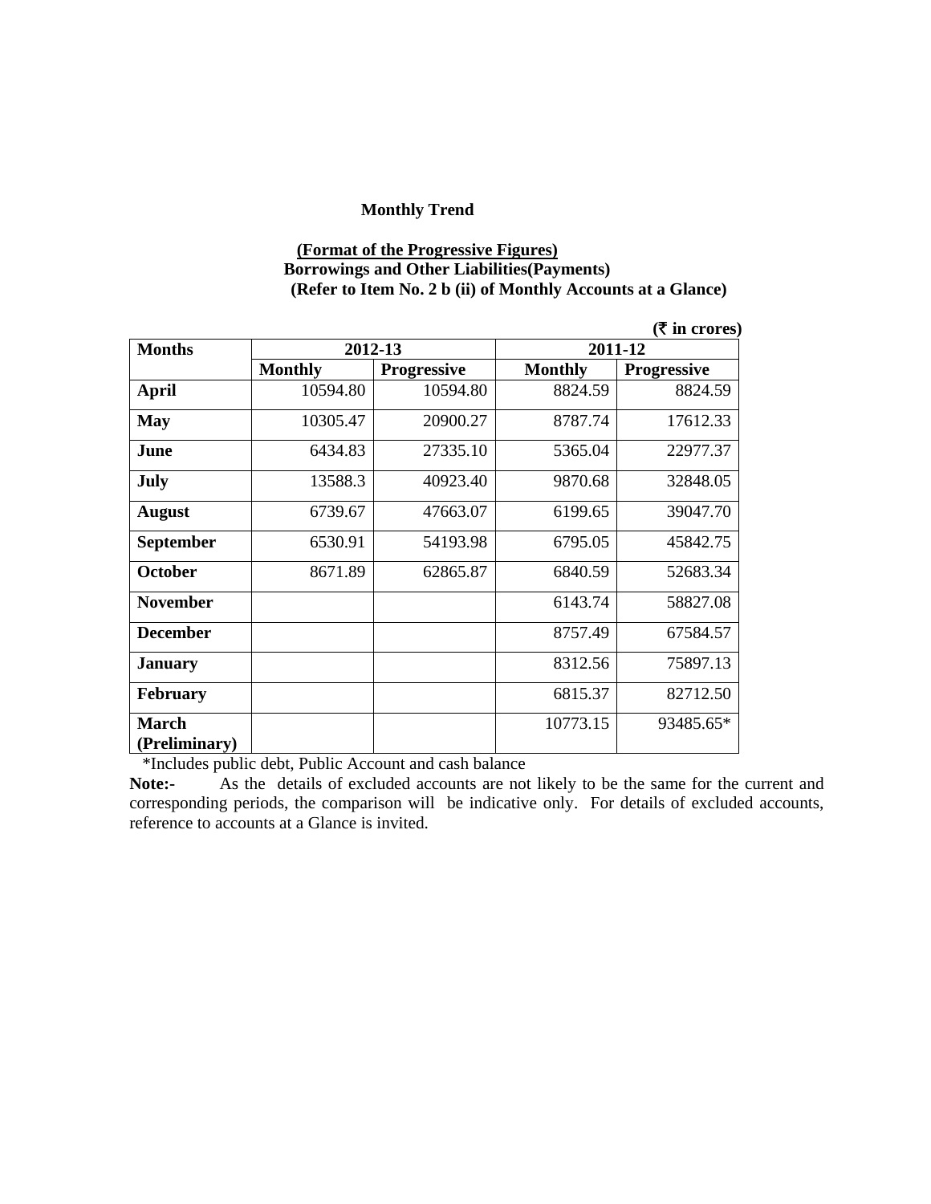# Monthly Trend

**(Format of the Progressive Figures)**
**Borrowings and Other Liabilities(Payments)**
**(Refer to Item No. 2 b (ii) of Monthly Accounts at a Glance)**

**(₹ in crores)**

| Months | 2012-13 | | 2011-12 | |
|---|---|---|---|---|
| | Monthly | Progressive | Monthly | Progressive |
| **April** | 10594.80 | 10594.80 | 8824.59 | 8824.59 |
| **May** | 10305.47 | 20900.27 | 8787.74 | 17612.33 |
| **June** | 6434.83 | 27335.10 | 5365.04 | 22977.37 |
| **July** | 13588.3 | 40923.40 | 9870.68 | 32848.05 |
| **August** | 6739.67 | 47663.07 | 6199.65 | 39047.70 |
| **September** | 6530.91 | 54193.98 | 6795.05 | 45842.75 |
| **October** | 8671.89 | 62865.87 | 6840.59 | 52683.34 |
| **November** | | | 6143.74 | 58827.08 |
| **December** | | | 8757.49 | 67584.57 |
| **January** | | | 8312.56 | 75897.13 |
| **February** | | | 6815.37 | 82712.50 |
| **March (Preliminary)** | | | 10773.15 | 93485.65* |

*Includes public debt, Public Account and cash balance

**Note:-** As the details of excluded accounts are not likely to be the same for the current and corresponding periods, the comparison will be indicative only. For details of excluded accounts, reference to accounts at a Glance is invited.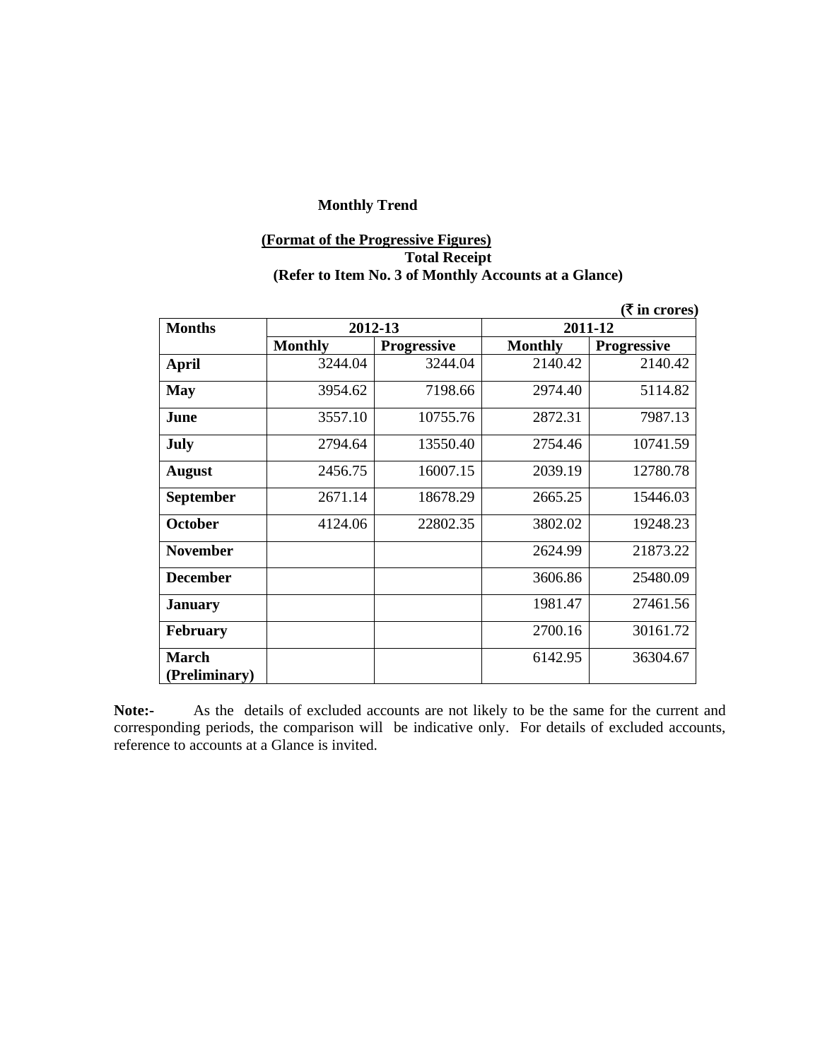**Monthly Trend**

**(Format of the Progressive Figures)**
**Total Receipt**
**(Refer to Item No. 3 of Monthly Accounts at a Glance)**

**(₹ in crores)**

| Months | 2012-13 | | 2011-12 | |
|---|---|---|---|---|
| | Monthly | Progressive | Monthly | Progressive |
| **April** | 3244.04 | 3244.04 | 2140.42 | 2140.42 |
| **May** | 3954.62 | 7198.66 | 2974.40 | 5114.82 |
| **June** | 3557.10 | 10755.76 | 2872.31 | 7987.13 |
| **July** | 2794.64 | 13550.40 | 2754.46 | 10741.59 |
| **August** | 2456.75 | 16007.15 | 2039.19 | 12780.78 |
| **September** | 2671.14 | 18678.29 | 2665.25 | 15446.03 |
| **October** | 4124.06 | 22802.35 | 3802.02 | 19248.23 |
| **November** | | | 2624.99 | 21873.22 |
| **December** | | | 3606.86 | 25480.09 |
| **January** | | | 1981.47 | 27461.56 |
| **February** | | | 2700.16 | 30161.72 |
| **March (Preliminary)** | | | 6142.95 | 36304.67 |

**Note:-** As the details of excluded accounts are not likely to be the same for the current and corresponding periods, the comparison will be indicative only. For details of excluded accounts, reference to accounts at a Glance is invited.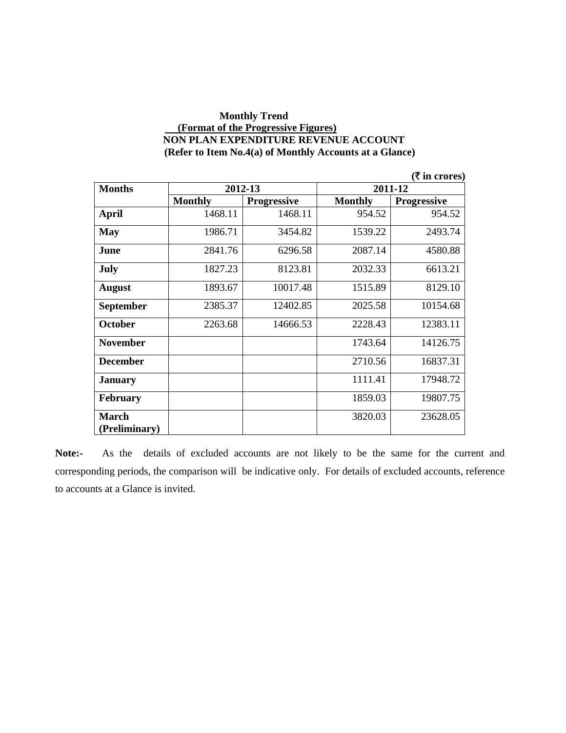**Monthly Trend**

**(Format of the Progressive Figures)**

**NON PLAN EXPENDITURE REVENUE ACCOUNT**

**(Refer to Item No.4(a) of Monthly Accounts at a Glance)**

**(₹ in crores)**

| Months | 2012-13 | | 2011-12 | |
|---|---|---|---|---|
| | Monthly | Progressive | Monthly | Progressive |
| **April** | 1468.11 | 1468.11 | 954.52 | 954.52 |
| **May** | 1986.71 | 3454.82 | 1539.22 | 2493.74 |
| **June** | 2841.76 | 6296.58 | 2087.14 | 4580.88 |
| **July** | 1827.23 | 8123.81 | 2032.33 | 6613.21 |
| **August** | 1893.67 | 10017.48 | 1515.89 | 8129.10 |
| **September** | 2385.37 | 12402.85 | 2025.58 | 10154.68 |
| **October** | 2263.68 | 14666.53 | 2228.43 | 12383.11 |
| **November** | | | 1743.64 | 14126.75 |
| **December** | | | 2710.56 | 16837.31 |
| **January** | | | 1111.41 | 17948.72 |
| **February** | | | 1859.03 | 19807.75 |
| **March (Preliminary)** | | | 3820.03 | 23628.05 |

**Note:-** As the details of excluded accounts are not likely to be the same for the current and corresponding periods, the comparison will be indicative only. For details of excluded accounts, reference to accounts at a Glance is invited.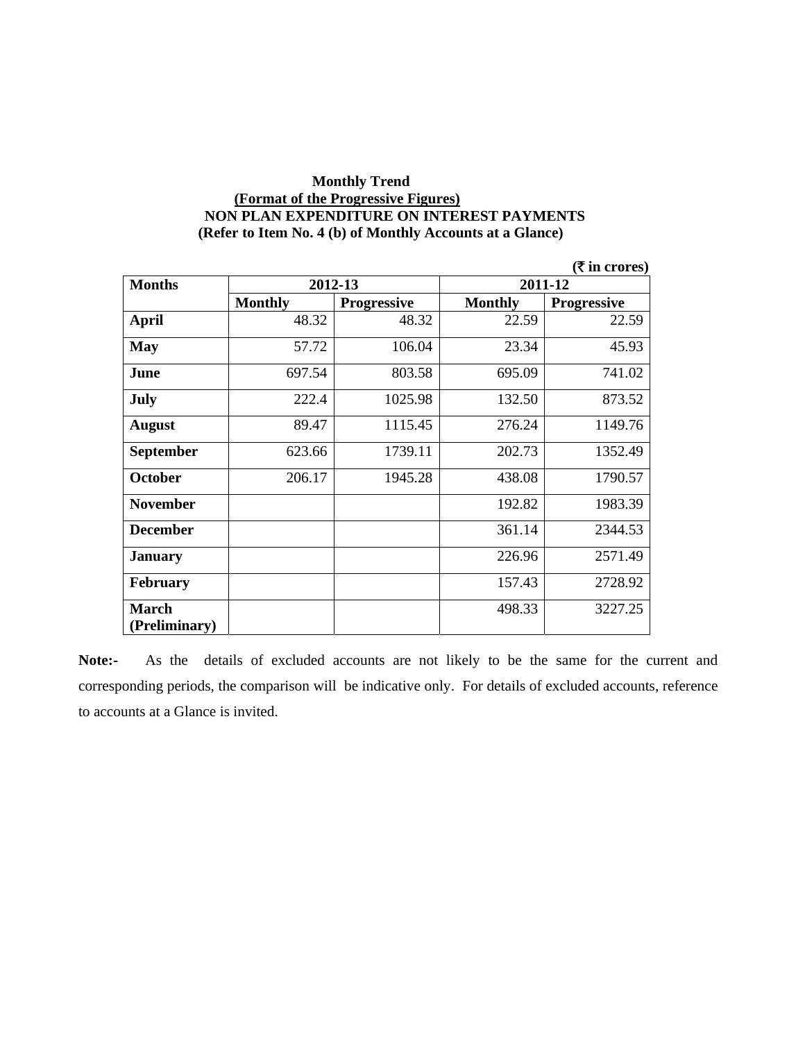**Monthly Trend**

**(Format of the Progressive Figures)**

**NON PLAN EXPENDITURE ON INTEREST PAYMENTS**

**(Refer to Item No. 4 (b) of Monthly Accounts at a Glance)**

**(₹ in crores)**

| Months | 2012-13 | | 2011-12 | |
|---|---|---|---|---|
| | Monthly | Progressive | Monthly | Progressive |
| **April** | 48.32 | 48.32 | 22.59 | 22.59 |
| **May** | 57.72 | 106.04 | 23.34 | 45.93 |
| **June** | 697.54 | 803.58 | 695.09 | 741.02 |
| **July** | 222.4 | 1025.98 | 132.50 | 873.52 |
| **August** | 89.47 | 1115.45 | 276.24 | 1149.76 |
| **September** | 623.66 | 1739.11 | 202.73 | 1352.49 |
| **October** | 206.17 | 1945.28 | 438.08 | 1790.57 |
| **November** | | | 192.82 | 1983.39 |
| **December** | | | 361.14 | 2344.53 |
| **January** | | | 226.96 | 2571.49 |
| **February** | | | 157.43 | 2728.92 |
| **March (Preliminary)** | | | 498.33 | 3227.25 |

**Note:-** As the details of excluded accounts are not likely to be the same for the current and corresponding periods, the comparison will be indicative only. For details of excluded accounts, reference to accounts at a Glance is invited.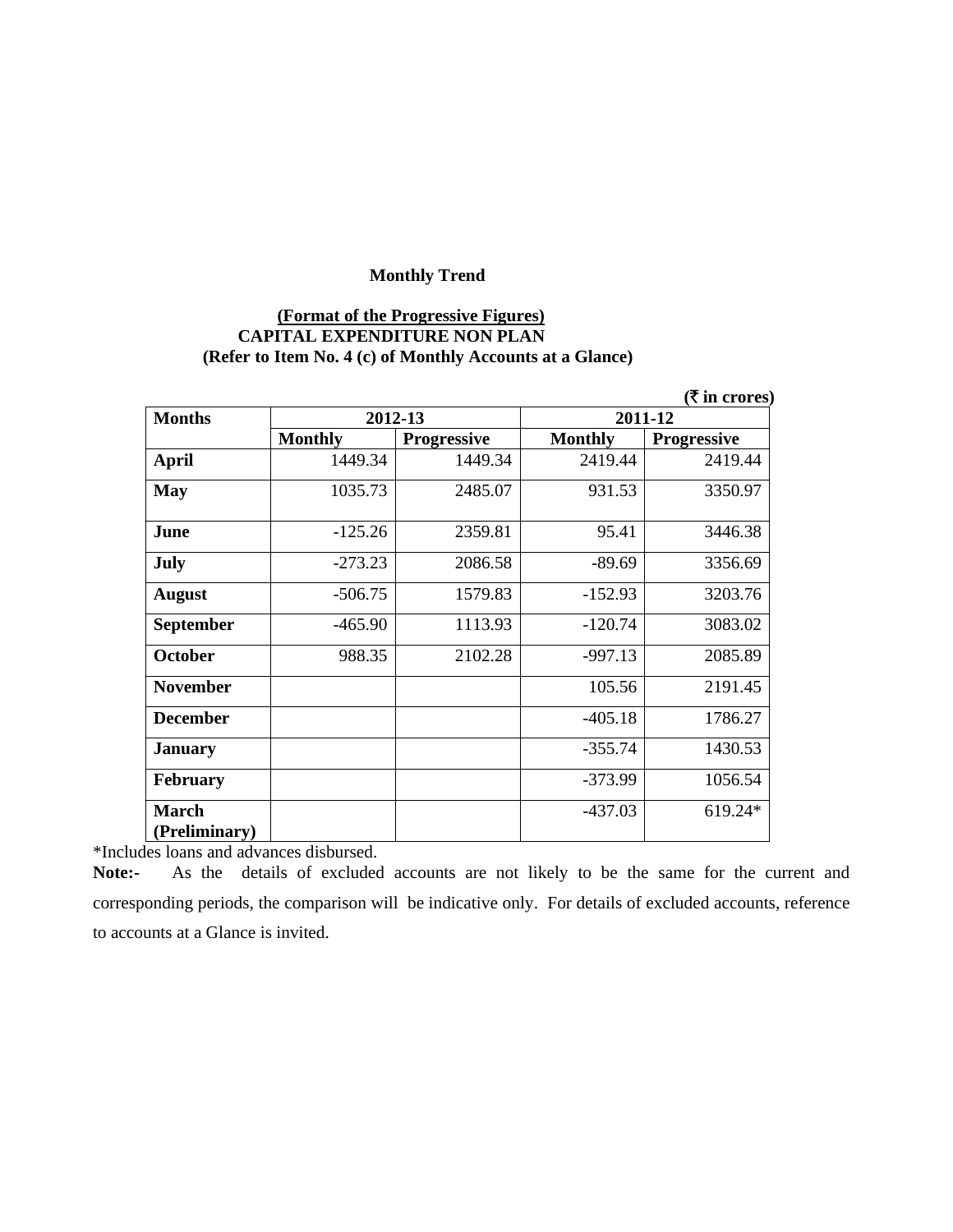**Monthly Trend**

**(Format of the Progressive Figures)**
**CAPITAL EXPENDITURE NON PLAN**
**(Refer to Item No. 4 (c) of Monthly Accounts at a Glance)**

**(₹ in crores)**

| Months | 2012-13 | | 2011-12 | |
|---|---|---|---|---|
| | Monthly | Progressive | Monthly | Progressive |
| **April** | 1449.34 | 1449.34 | 2419.44 | 2419.44 |
| **May** | 1035.73 | 2485.07 | 931.53 | 3350.97 |
| **June** | -125.26 | 2359.81 | 95.41 | 3446.38 |
| **July** | -273.23 | 2086.58 | -89.69 | 3356.69 |
| **August** | -506.75 | 1579.83 | -152.93 | 3203.76 |
| **September** | -465.90 | 1113.93 | -120.74 | 3083.02 |
| **October** | 988.35 | 2102.28 | -997.13 | 2085.89 |
| **November** | | | 105.56 | 2191.45 |
| **December** | | | -405.18 | 1786.27 |
| **January** | | | -355.74 | 1430.53 |
| **February** | | | -373.99 | 1056.54 |
| **March (Preliminary)** | | | -437.03 | 619.24* |

*Includes loans and advances disbursed.

**Note:-** As the details of excluded accounts are not likely to be the same for the current and corresponding periods, the comparison will be indicative only. For details of excluded accounts, reference to accounts at a Glance is invited.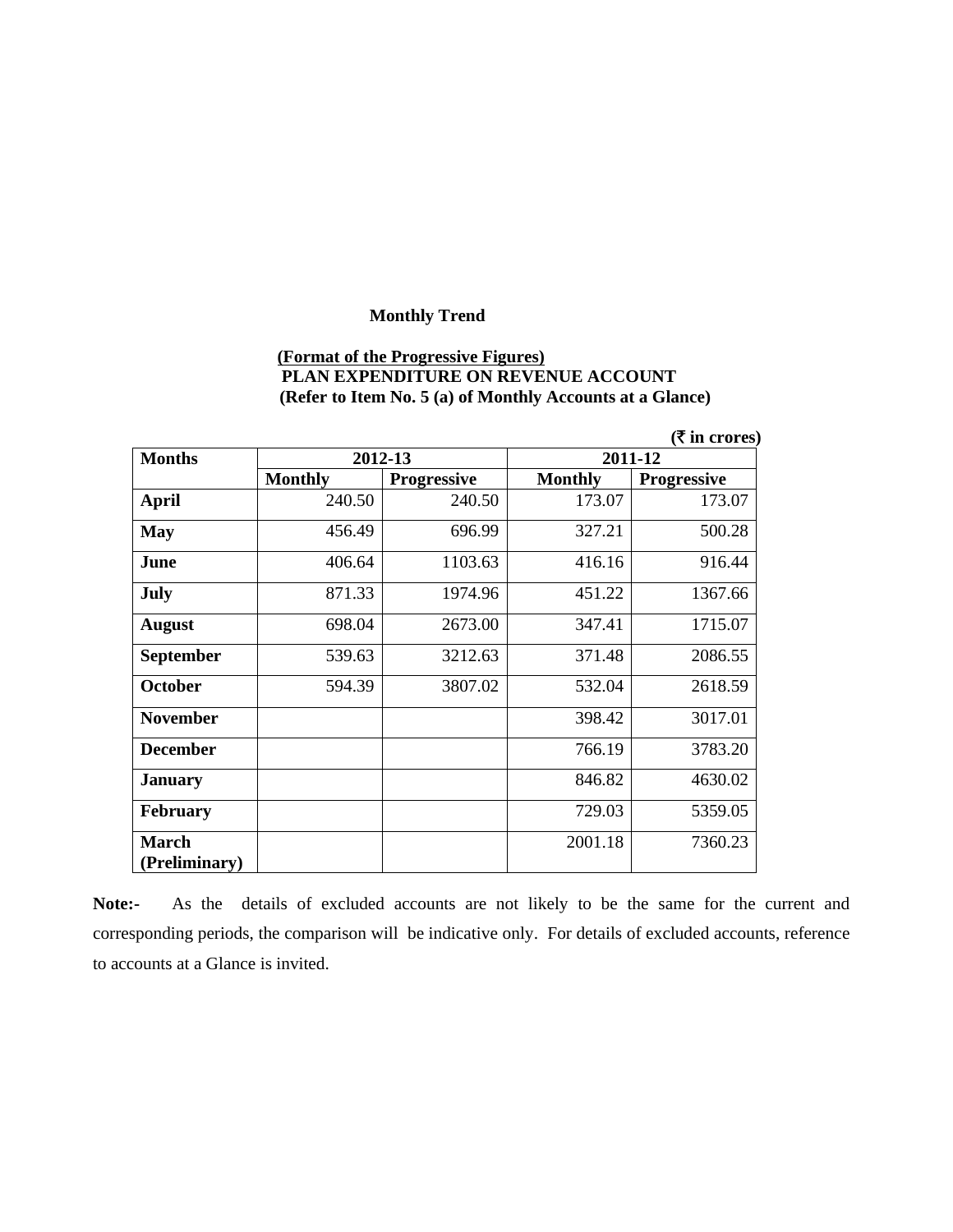**Monthly Trend**

**(Format of the Progressive Figures)**
**PLAN EXPENDITURE ON REVENUE ACCOUNT**
**(Refer to Item No. 5 (a) of Monthly Accounts at a Glance)**

**(₹ in crores)**

| Months | 2012-13 | | 2011-12 | |
|---|---|---|---|---|
| | Monthly | Progressive | Monthly | Progressive |
| April | 240.50 | 240.50 | 173.07 | 173.07 |
| May | 456.49 | 696.99 | 327.21 | 500.28 |
| June | 406.64 | 1103.63 | 416.16 | 916.44 |
| July | 871.33 | 1974.96 | 451.22 | 1367.66 |
| August | 698.04 | 2673.00 | 347.41 | 1715.07 |
| September | 539.63 | 3212.63 | 371.48 | 2086.55 |
| October | 594.39 | 3807.02 | 532.04 | 2618.59 |
| November | | | 398.42 | 3017.01 |
| December | | | 766.19 | 3783.20 |
| January | | | 846.82 | 4630.02 |
| February | | | 729.03 | 5359.05 |
| March (Preliminary) | | | 2001.18 | 7360.23 |

**Note:-** As the details of excluded accounts are not likely to be the same for the current and corresponding periods, the comparison will be indicative only. For details of excluded accounts, reference to accounts at a Glance is invited.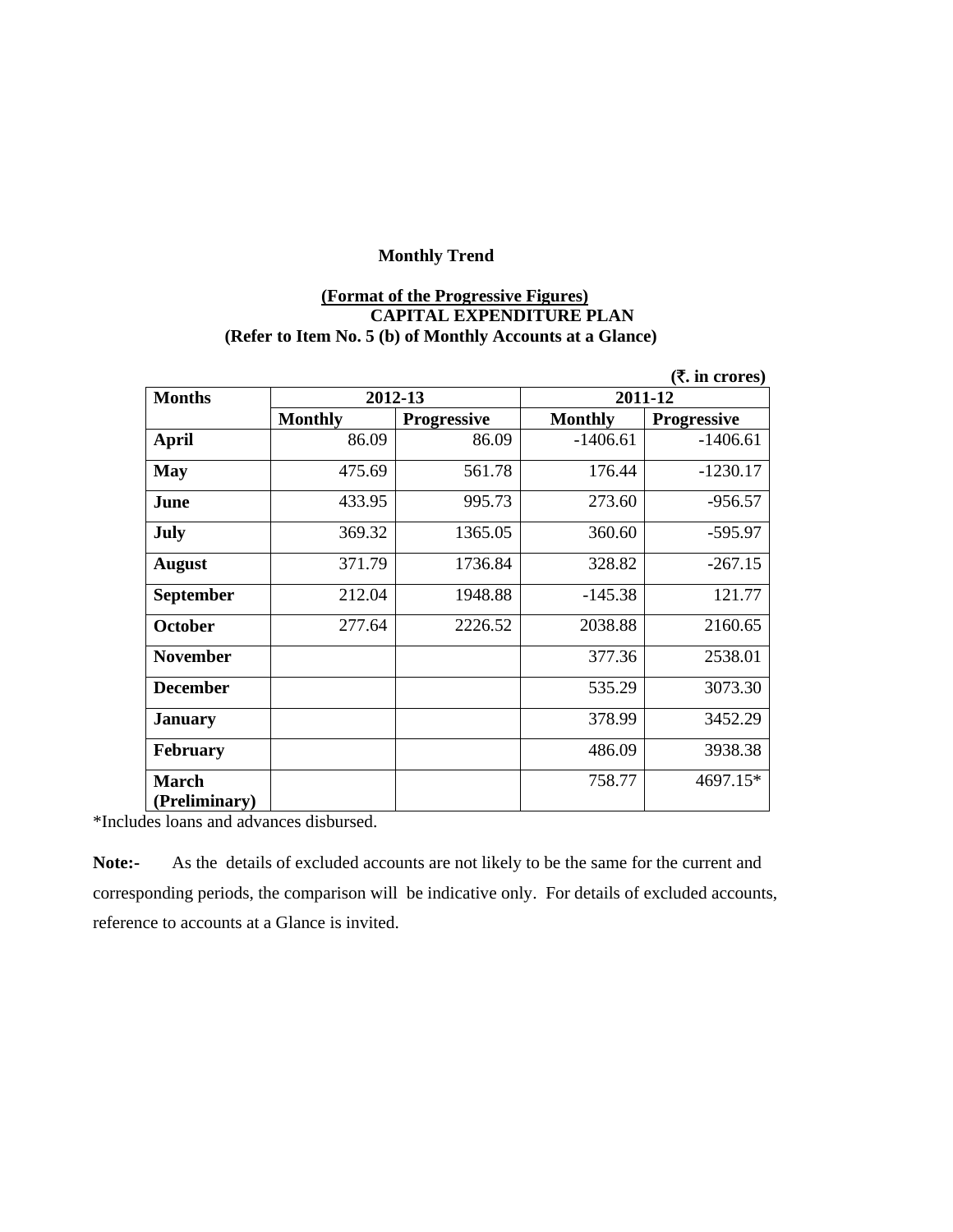**Monthly Trend**

**(Format of the Progressive Figures)**
**CAPITAL EXPENDITURE PLAN**
**(Refer to Item No. 5 (b) of Monthly Accounts at a Glance)**

**(₹. in crores)**

| Months | 2012-13 | | 2011-12 | |
|---|---|---|---|---|
| | Monthly | Progressive | Monthly | Progressive |
| April | 86.09 | 86.09 | -1406.61 | -1406.61 |
| May | 475.69 | 561.78 | 176.44 | -1230.17 |
| June | 433.95 | 995.73 | 273.60 | -956.57 |
| July | 369.32 | 1365.05 | 360.60 | -595.97 |
| August | 371.79 | 1736.84 | 328.82 | -267.15 |
| September | 212.04 | 1948.88 | -145.38 | 121.77 |
| October | 277.64 | 2226.52 | 2038.88 | 2160.65 |
| November | | | 377.36 | 2538.01 |
| December | | | 535.29 | 3073.30 |
| January | | | 378.99 | 3452.29 |
| February | | | 486.09 | 3938.38 |
| March (Preliminary) | | | 758.77 | 4697.15* |

*Includes loans and advances disbursed.

**Note:-** As the details of excluded accounts are not likely to be the same for the current and corresponding periods, the comparison will be indicative only. For details of excluded accounts, reference to accounts at a Glance is invited.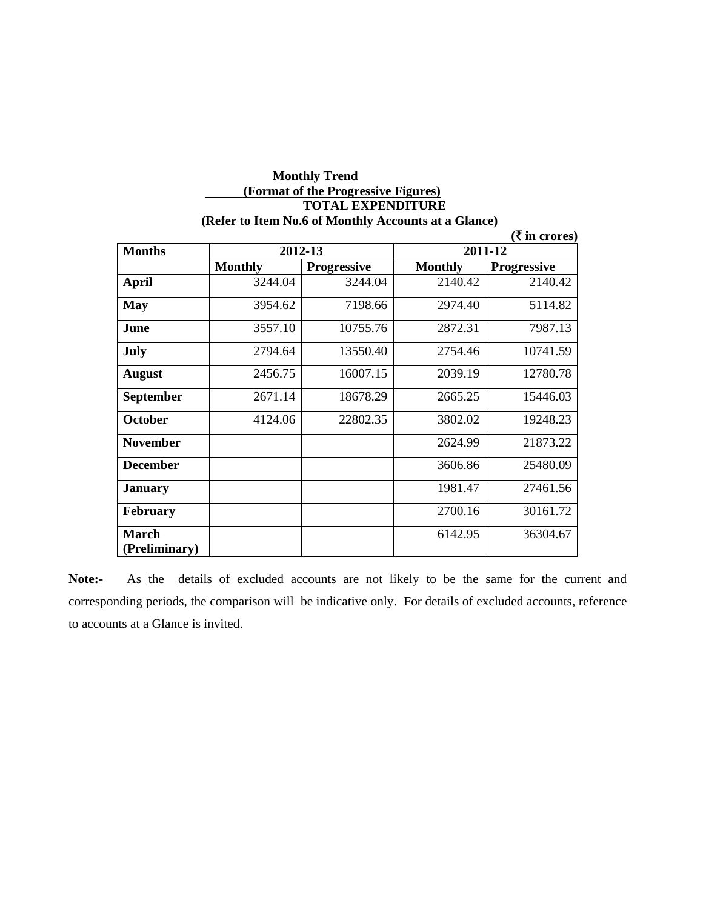**Monthly Trend**

**(Format of the Progressive Figures)**

**TOTAL EXPENDITURE**

**(Refer to Item No.6 of Monthly Accounts at a Glance)**

**(₹ in crores)**

| Months | 2012-13 | | 2011-12 | |
|---|---|---|---|---|
| | Monthly | Progressive | Monthly | Progressive |
| **April** | 3244.04 | 3244.04 | 2140.42 | 2140.42 |
| **May** | 3954.62 | 7198.66 | 2974.40 | 5114.82 |
| **June** | 3557.10 | 10755.76 | 2872.31 | 7987.13 |
| **July** | 2794.64 | 13550.40 | 2754.46 | 10741.59 |
| **August** | 2456.75 | 16007.15 | 2039.19 | 12780.78 |
| **September** | 2671.14 | 18678.29 | 2665.25 | 15446.03 |
| **October** | 4124.06 | 22802.35 | 3802.02 | 19248.23 |
| **November** | | | 2624.99 | 21873.22 |
| **December** | | | 3606.86 | 25480.09 |
| **January** | | | 1981.47 | 27461.56 |
| **February** | | | 2700.16 | 30161.72 |
| **March (Preliminary)** | | | 6142.95 | 36304.67 |

**Note:-** As the details of excluded accounts are not likely to be the same for the current and corresponding periods, the comparison will be indicative only. For details of excluded accounts, reference to accounts at a Glance is invited.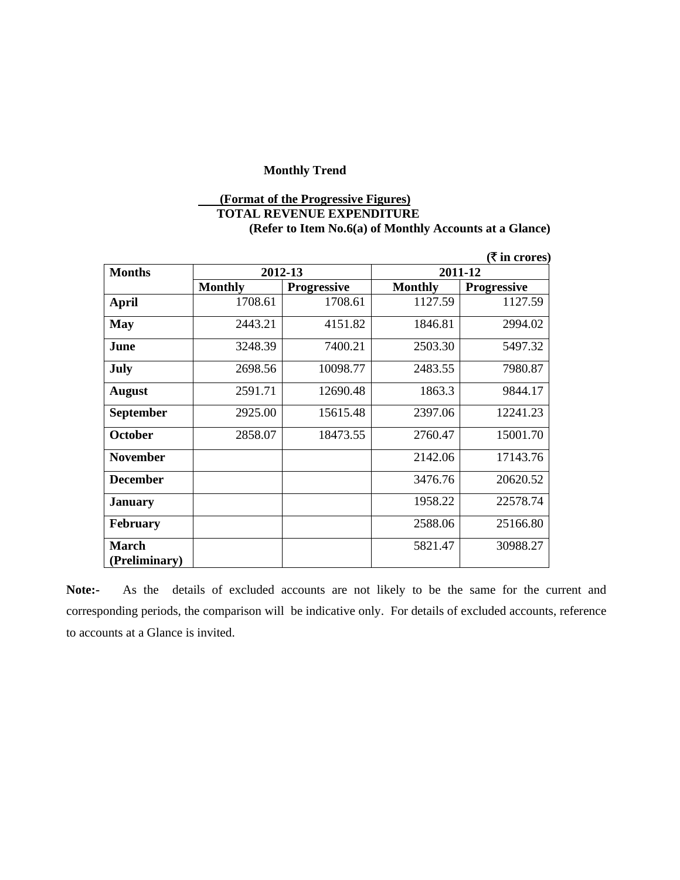**Monthly Trend**

**(Format of the Progressive Figures)**
**TOTAL REVENUE EXPENDITURE**
**(Refer to Item No.6(a) of Monthly Accounts at a Glance)**

**(₹ in crores)**

| Months | 2012-13 | | 2011-12 | |
|---|---|---|---|---|
| | Monthly | Progressive | Monthly | Progressive |
| **April** | 1708.61 | 1708.61 | 1127.59 | 1127.59 |
| **May** | 2443.21 | 4151.82 | 1846.81 | 2994.02 |
| **June** | 3248.39 | 7400.21 | 2503.30 | 5497.32 |
| **July** | 2698.56 | 10098.77 | 2483.55 | 7980.87 |
| **August** | 2591.71 | 12690.48 | 1863.3 | 9844.17 |
| **September** | 2925.00 | 15615.48 | 2397.06 | 12241.23 |
| **October** | 2858.07 | 18473.55 | 2760.47 | 15001.70 |
| **November** | | | 2142.06 | 17143.76 |
| **December** | | | 3476.76 | 20620.52 |
| **January** | | | 1958.22 | 22578.74 |
| **February** | | | 2588.06 | 25166.80 |
| **March (Preliminary)** | | | 5821.47 | 30988.27 |

**Note:-** As the details of excluded accounts are not likely to be the same for the current and corresponding periods, the comparison will be indicative only. For details of excluded accounts, reference to accounts at a Glance is invited.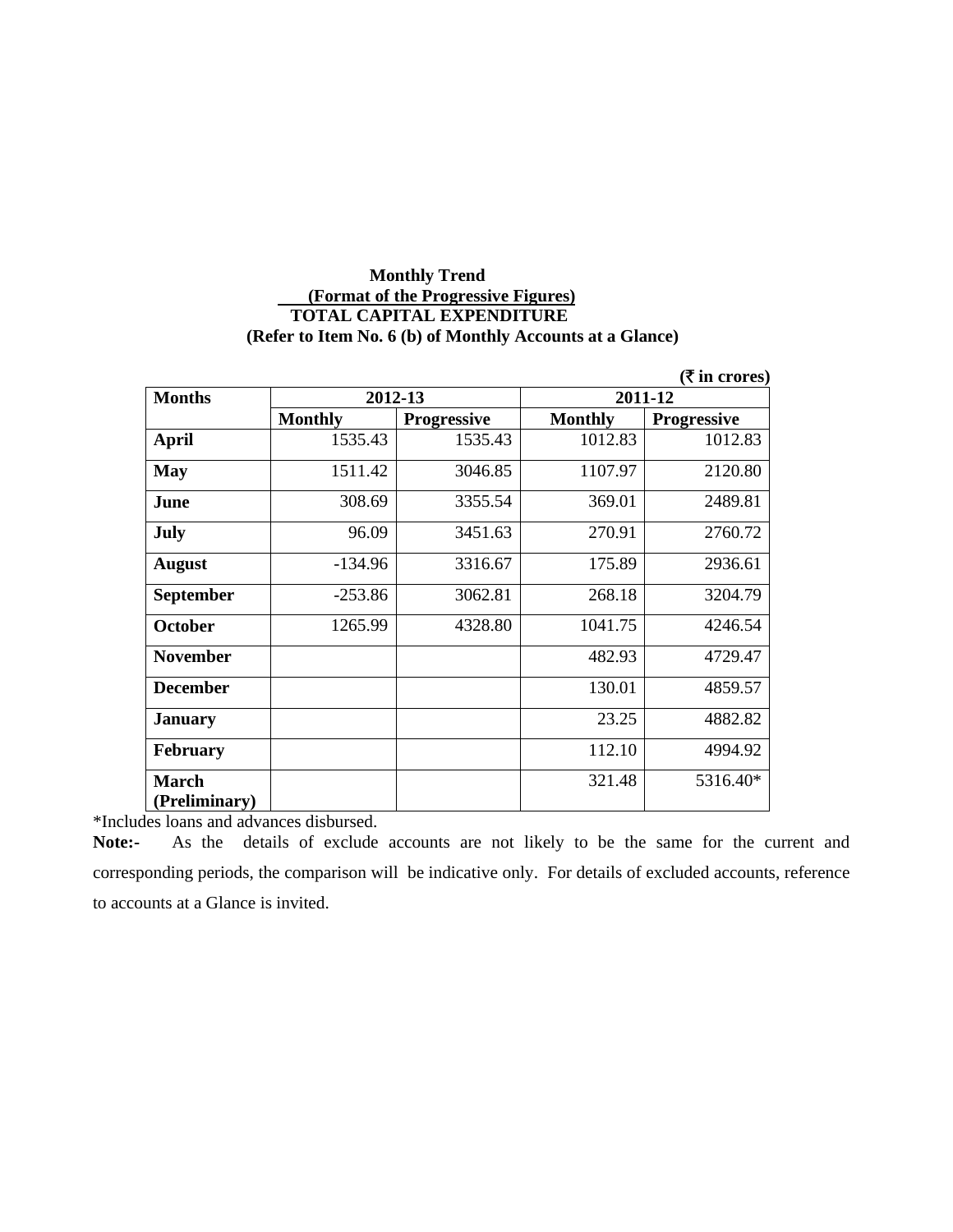**Monthly Trend**

**(Format of the Progressive Figures)**

**TOTAL CAPITAL EXPENDITURE**

**(Refer to Item No. 6 (b) of Monthly Accounts at a Glance)**

**(₹ in crores)**

| Months | 2012-13 | | 2011-12 | |
|---|---|---|---|---|
| | Monthly | Progressive | Monthly | Progressive |
| **April** | 1535.43 | 1535.43 | 1012.83 | 1012.83 |
| **May** | 1511.42 | 3046.85 | 1107.97 | 2120.80 |
| **June** | 308.69 | 3355.54 | 369.01 | 2489.81 |
| **July** | 96.09 | 3451.63 | 270.91 | 2760.72 |
| **August** | -134.96 | 3316.67 | 175.89 | 2936.61 |
| **September** | -253.86 | 3062.81 | 268.18 | 3204.79 |
| **October** | 1265.99 | 4328.80 | 1041.75 | 4246.54 |
| **November** | | | 482.93 | 4729.47 |
| **December** | | | 130.01 | 4859.57 |
| **January** | | | 23.25 | 4882.82 |
| **February** | | | 112.10 | 4994.92 |
| **March (Preliminary)** | | | 321.48 | 5316.40* |

*Includes loans and advances disbursed.

**Note:-** As the details of exclude accounts are not likely to be the same for the current and corresponding periods, the comparison will be indicative only. For details of excluded accounts, reference to accounts at a Glance is invited.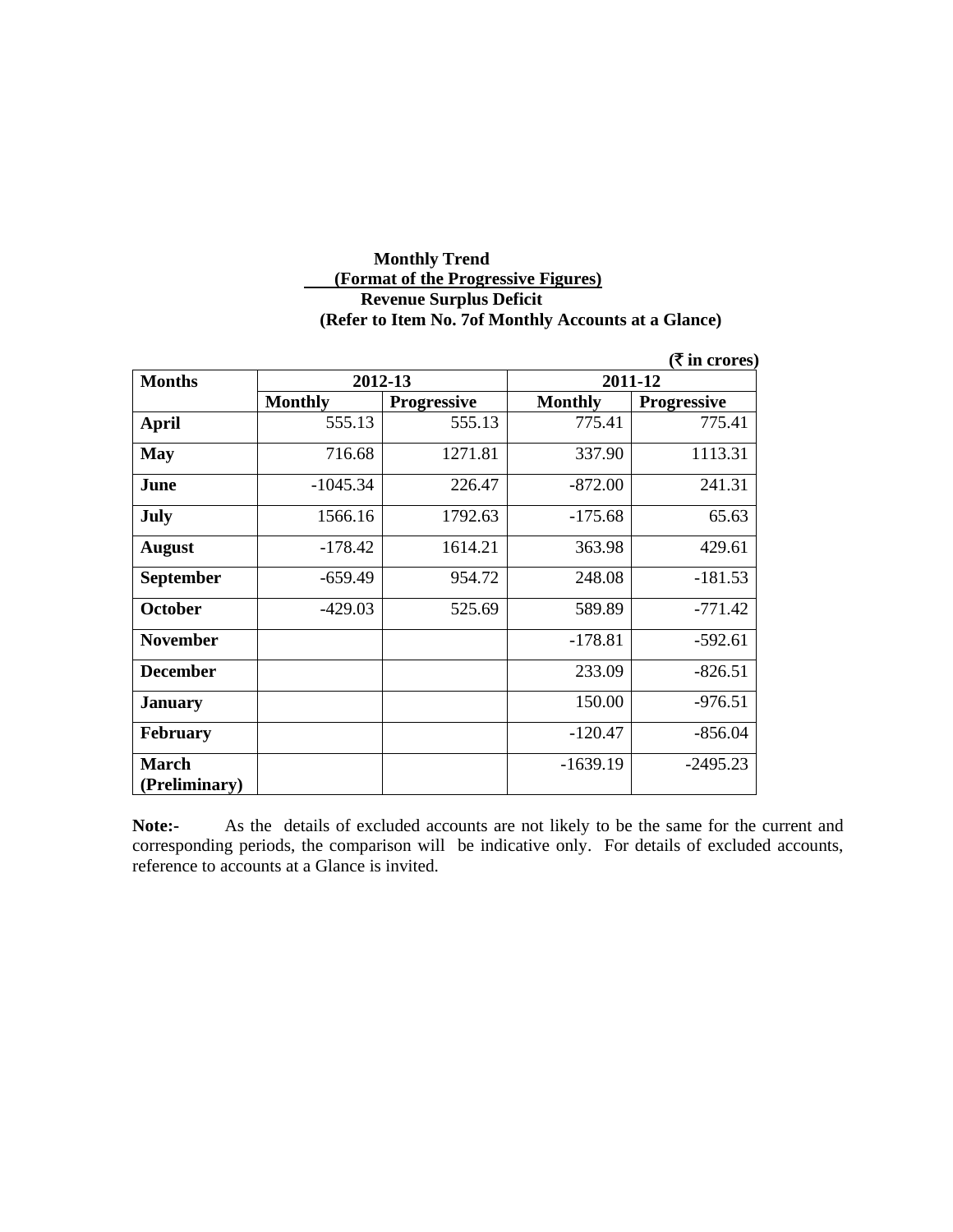**Monthly Trend**

**(Format of the Progressive Figures)**

**Revenue Surplus Deficit**

**(Refer to Item No. 7of Monthly Accounts at a Glance)**

**(₹ in crores)**

| Months | 2012-13 | | 2011-12 | |
|---|---|---|---|---|
| | Monthly | Progressive | Monthly | Progressive |
| April | 555.13 | 555.13 | 775.41 | 775.41 |
| May | 716.68 | 1271.81 | 337.90 | 1113.31 |
| June | -1045.34 | 226.47 | -872.00 | 241.31 |
| July | 1566.16 | 1792.63 | -175.68 | 65.63 |
| August | -178.42 | 1614.21 | 363.98 | 429.61 |
| September | -659.49 | 954.72 | 248.08 | -181.53 |
| October | -429.03 | 525.69 | 589.89 | -771.42 |
| November | | | -178.81 | -592.61 |
| December | | | 233.09 | -826.51 |
| January | | | 150.00 | -976.51 |
| February | | | -120.47 | -856.04 |
| March (Preliminary) | | | -1639.19 | -2495.23 |

**Note:-** As the details of excluded accounts are not likely to be the same for the current and corresponding periods, the comparison will be indicative only. For details of excluded accounts, reference to accounts at a Glance is invited.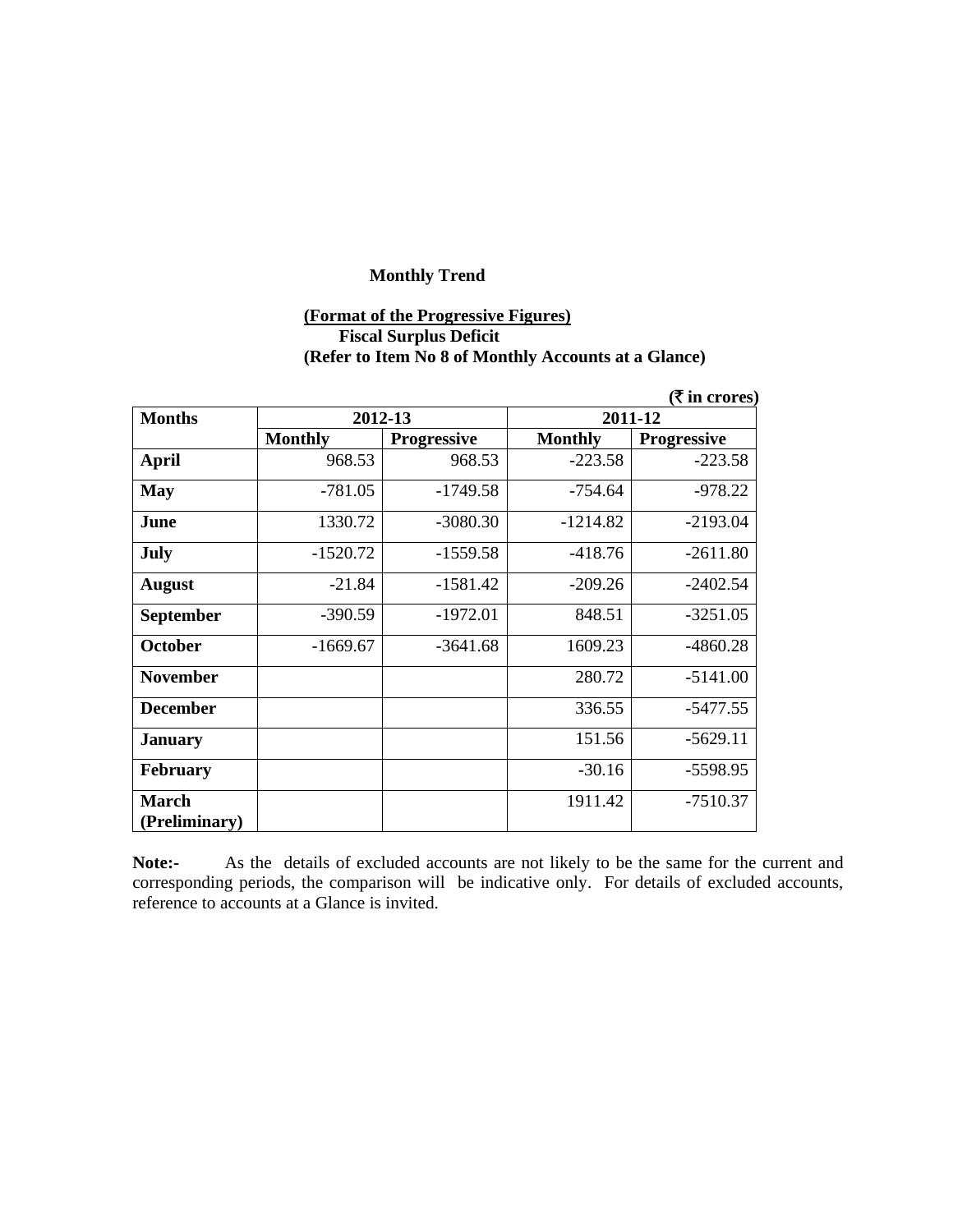**Monthly Trend**

**(Format of the Progressive Figures)**
**Fiscal Surplus Deficit**
**(Refer to Item No 8 of Monthly Accounts at a Glance)**

**(₹ in crores)**

| Months | 2012-13 | | 2011-12 | |
|---|---|---|---|---|
| | Monthly | Progressive | Monthly | Progressive |
| **April** | 968.53 | 968.53 | -223.58 | -223.58 |
| **May** | -781.05 | -1749.58 | -754.64 | -978.22 |
| **June** | 1330.72 | -3080.30 | -1214.82 | -2193.04 |
| **July** | -1520.72 | -1559.58 | -418.76 | -2611.80 |
| **August** | -21.84 | -1581.42 | -209.26 | -2402.54 |
| **September** | -390.59 | -1972.01 | 848.51 | -3251.05 |
| **October** | -1669.67 | -3641.68 | 1609.23 | -4860.28 |
| **November** | | | 280.72 | -5141.00 |
| **December** | | | 336.55 | -5477.55 |
| **January** | | | 151.56 | -5629.11 |
| **February** | | | -30.16 | -5598.95 |
| **March (Preliminary)** | | | 1911.42 | -7510.37 |

**Note:-** As the details of excluded accounts are not likely to be the same for the current and corresponding periods, the comparison will be indicative only. For details of excluded accounts, reference to accounts at a Glance is invited.